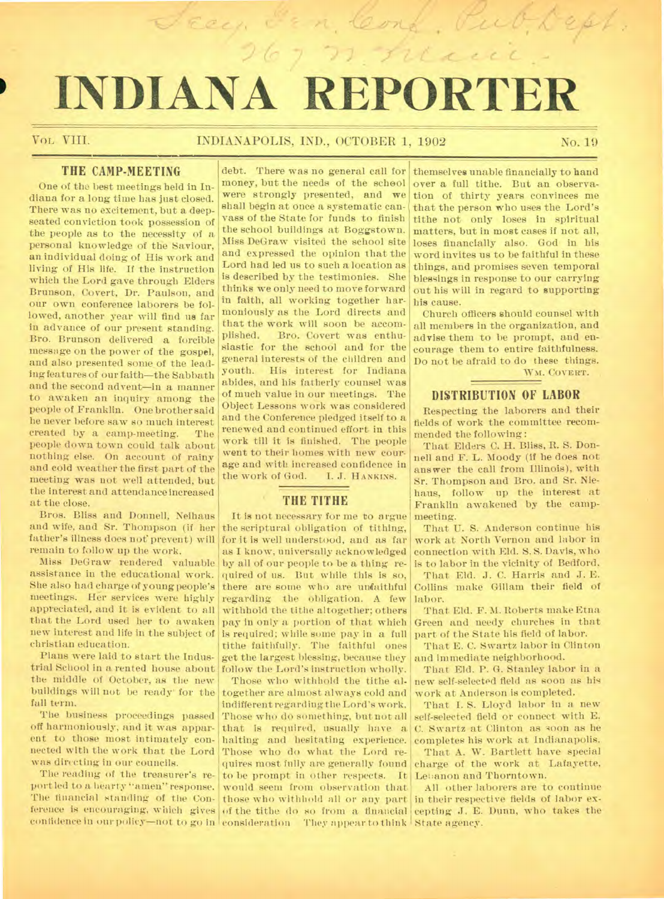# INDIANA REPORTER

VOL. VIII. INDIANAPOLIS, IND., OCTOBER 1, 1902 No. 19

## THE CAMP-MEETING

One of the best meetings held in Indiana for a long time has just closed. There was no excitement, but a deep-seated conviction took possession of the people as to the necessity of a personal knowledge of the Saviour, an individual doing of His work and living of His life. If the instruction which the Lord gave through Elders Brunson, Covert, Dr. Paulson, and our own conference laborers be followed, another year will find us far in advance of our present standing. Bro. Brunson delivered a forcible message on the power of the gospel, and also presented some of the leading features of our faith—the Sabbath and the second advent—in a manner to awaken an inquiry among the people of Franklin. One brother said he never before saw so much interest created by a camp-meeting. The people down town could talk about nothing else. On account of rainy and cold weather the first part of the meeting was not well attended, but the interest and attendance increased at the close.

Bros. Bliss and Donnell, Neihaus and wife, and Sr. Thompson (if her father's illness does not prevent) will remain to follow up the work.

Miss DeGraw rendered valuable assistance in the educational work. She also had charge of young people's meetings. Her services were highly appreciated, and it is evident to all that the Lord used her to awaken new interest and life in the subject of christian education.

Plans were laid to start the Industrial School in a rented house about the middle of October, as the new buildings will not be ready for the fall term.

The business proceedings passed off harmoniously, and it was apparent to those most intimately connected with the work that the Lord was directing in our councils.

The reading of the treasurer's report led to a hearty "amen" response. The financial standing of the Conference is encouraging, which gives confidence in our policy—not to go in debt. There was no general call for money, but the needs of the school were strongly presented, and we shall begin at once a systematic canvass of the State for funds to finish the school buildings at Boggstown. Miss DeGraw visited the school site and expressed the opinion that the Lord had led us to such a location as is described by the testimonies. She thinks we only need to move forward in faith, all working together harmoniously as the Lord directs and that the work will soon be accomplished. Bro. Covert was enthusiastic for the school and for the general interests of the children and youth. His interest for Indiana abides, and his fatherly counsel was of much value in our meetings. The Object Lessons work was considered and the Conference pledged itself to a renewed and continued effort in this work till it is finished. The people went to their homes with new courage and with increased confidence in the work of God. I. J. HANKINS.

## THE TITHE

It is not necessary for me to argue the scriptural obligation of tithing, for it is well understood, and as far as I know, universally acknowledged by all of our people to be a thing required of us. But while this is so, there are some who are unfaithful regarding the obligation. A few withhold the tithe altogether; others pay in only a portion of that which is required; while some pay in a full tithe faithfully. The faithful ones get the largest blessing, because they follow the Lord's instruction wholly.

Those who withhold the tithe altogether are almost always cold and indifferent regarding the Lord's work. Those who do something, but not all that is required, usually have a halting and hesitating experience. Those who do what the Lord requires most fully are generally found to be prompt in other respects. It would seem from observation that those who withhold all or any part of the tithe do so from a financial consideration. They appear to think themselves unable financially to hand over a full tithe. But an observation of thirty years convinces me that the person who uses the Lord's tithe not only loses in spiritual matters, but in most cases if not all, loses financially also. God in his word invites us to be faithful in these things, and promises seven temporal blessings in response to our carrying out his will in regard to supporting his cause.

Church officers should counsel with all members in the organization, and advise them to be prompt, and encourage them to entire faithfulness. Do not be afraid to do these things. WM. COVERT.

## DISTRIBUTION OF LABOR

Respecting the laborers and their fields of work the committee recommended the following:

That Elders C. H. Bliss, R. S. Donnell and F. L. Moody (if he does not answer the call from Illinois), with Sr. Thompson and Bro. and Sr. Niehaus, follow up the interest at Franklin awakened by the camp-meeting.

That U. S. Anderson continue his work at North Vernon and labor in connection with Eld. S. S. Davis, who is to labor in the vicinity of Bedford.

That Eld. J. C. Harris and J. E. Collins make Gillam their field of labor.

That Eld. F. M. Roberts make Etna Green and needy churches in that part of the State his field of labor.

That E. C. Swartz labor in Clinton and immediate neighborhood.

That Eld. P. G. Stanley labor in a new self-selected field as soon as his work at Anderson is completed.

That I. S. Lloyd labor in a new self-selected field or connect with E. C. Swartz at Clinton as soon as he completes his work at Indianapolis.

That A. W. Bartlett have special charge of the work at Lafayette, Lebanon and Thorntown.

All other laborers are to continue in their respective fields of labor excepting J. E. Dunn, who takes the State agency.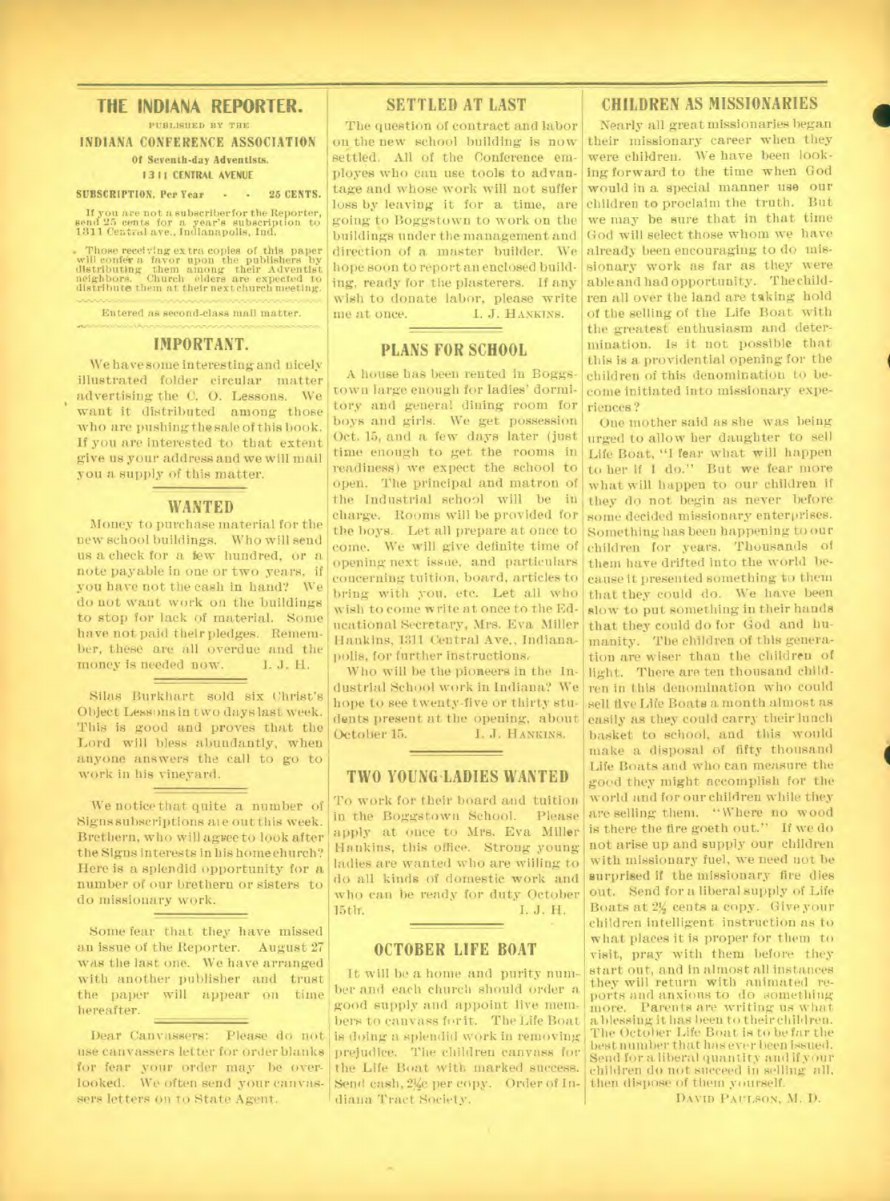# THE INDIANA REPORTER.

PUBLISHED BY THE

**INDIANA CONFERENCE ASSOCIATION**

**Of Seventh-day Adventists.**

**1311 CENTRAL AVENUE**

**SUBSCRIPTION, Per Year - - 25 CENTS.**

If you are not a subscriber for the Reporter, send 25 cents for a year's subscription to 1311 Central ave., Indianapolis, Ind.

Those receiving extra copies of this paper will confer a favor upon the publishers by distributing them among their Adventist neighbors. Church elders are expected to distribute them at their next church meeting.

Entered as second-class mail matter.

## IMPORTANT.

We have some interesting and nicely illustrated folder circular matter advertising the C. O. Lessons. We want it distributed among those who are pushing the sale of this book. If you are interested to that extent give us your address and we will mail you a supply of this matter.

## WANTED

Money to purchase material for the new school buildings. Who will send us a check for a few hundred, or a note payable in one or two years, if you have not the cash in hand? We do not want work on the buildings to stop for lack of material. Some have not paid their pledges. Remember, these are all overdue and the money is needed now. I. J. H.

Silas Burkhart sold six Christ's Object Lessons in two days last week. This is good and proves that the Lord will bless abundantly, when anyone answers the call to go to work in his vineyard.

We notice that quite a number of Signs subscriptions are out this week. Bretbern, who will agree to look after the Signs interests in his home church? Here is a splendid opportunity for a number of our brethern or sisters to do missionary work.

Some fear that they have missed an issue of the Reporter. August 27 was the last one. We have arranged with another publisher and trust the paper will appear on time hereafter.

Dear Canvassers: Please do not use canvassers letter for order blanks for fear your order may be overlooked. We often send your canvassers letters on to State Agent.

## SETTLED AT LAST

The question of contract and labor on the new school building is now settled. All of the Conference employes who can use tools to advantage and whose work will not suffer loss by leaving it for a time, are going to Boggstown to work on the buildings under the management and direction of a master builder. We hope soon to report an enclosed building, ready for the plasterers. If any wish to donate labor, please write me at once. I. J. HANKINS.

## PLANS FOR SCHOOL

A house has been rented in Boggstown large enough for ladies' dormitory and general dining room for boys and girls. We get possession Oct. 15, and a few days later (just time enough to get the rooms in readiness) we expect the school to open. The principal and matron of the Industrial school will be in charge. Rooms will be provided for the boys. Let all prepare at once to come. We will give definite time of opening next issue, and particulars concerning tuition, board, articles to bring with you, etc. Let all who wish to come write at once to the Educational Secretary, Mrs. Eva Miller Hankins, 1311 Central Ave., Indianapolis, for further instructions.

Who will be the pioneers in the Industrial School work in Indiana? We hope to see twenty-five or thirty students present at the opening, about October 15. I. J. HANKINS.

## TWO YOUNG LADIES WANTED

To work for their board and tuition in the Boggstown School. Please apply at once to Mrs. Eva Miller Hankins, this office. Strong young ladies are wanted who are willing to do all kinds of domestic work and who can be ready for duty October 15th. I. J. H.

## OCTOBER LIFE BOAT

It will be a home and purity number and each church should order a good supply and appoint live members to canvass for it. The Life Boat is doing a splendid work in removing prejudice. The children canvass for the Life Boat with marked success. Send cash, 2½c per copy. Order of Indiana Tract Society.

## CHILDREN AS MISSIONARIES

Nearly all great missionaries began their missionary career when they were children. We have been looking forward to the time when God would in a special manner use our children to proclaim the truth. But we may be sure that in that time God will select those whom we have already been encouraging to do missionary work as far as they were able and had opportunity. The children all over the land are taking hold of the selling of the Life Boat with the greatest enthusiasm and determination. Is it not possible that this is a providential opening for the children of this denomination to become initiated into missionary experiences?

One mother said as she was being urged to allow her daughter to sell Life Boat, "I fear what will happen to her if I do." But we fear more what will happen to our children if they do not begin as never before some decided missionary enterprises. Something has been happening to our children for years. Thousands of them have drifted into the world because it presented something to them that they could do. We have been slow to put something in their hands that they could do for God and humanity. The children of this generation are wiser than the children of light. There are ten thousand children in this denomination who could sell five Life Boats a month almost as easily as they could carry their lunch basket to school, and this would make a disposal of fifty thousand Life Boats and who can measure the good they might accomplish for the world and for our children while they are selling them. "Where no wood is there the fire goeth out." If we do not arise up and supply our children with missionary fuel, we need not be surprised if the missionary fire dies out. Send for a liberal supply of Life Boats at 2½ cents a copy. Give your children intelligent instruction as to what places it is proper for them to visit, pray with them before they start out, and in almost all instances they will return with animated reports and anxious to do something more. Parents are writing us what a blessing it has been to their children. The October Life Boat is to be far the best number that has ever been issued. Send for a liberal quantity and if your children do not succeed in selling all, then dispose of them yourself.

DAVID PAULSON, M. D.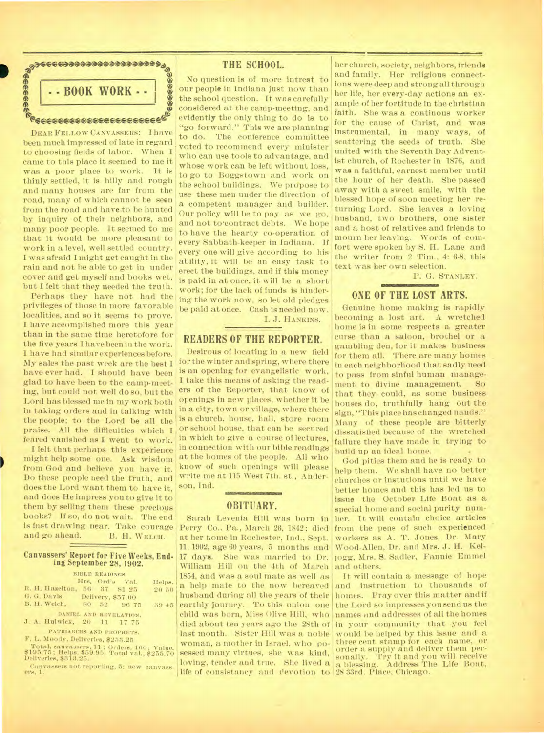## - - BOOK WORK - -

DEAR FELLOW CANVASSERS: I have been much impressed of late in regard to choosing fields of labor. When I came to this place it seemed to me it was a poor place to work. It is thinly settled, it is hilly and rough and many houses are far from the road, many of which cannot be seen from the road and have to be hunted by inquiry of their neighbors, and many poor people. It seemed to me that it would be more pleasant to work in a level, well settled country. I was afraid I might get caught in the rain and not be able to get in under cover and get myself and books wet, but I felt that they needed the truth.

Perhaps they have not had the privileges of those in more favorable localities, and so it seems to prove. I have accomplished more this year than in the same time heretofore for the five years I have been in the work. I have had similar experiences before. My sales the past week are the best I have ever had. I should have been glad to have been to the camp-meeting, but could not well do so, but the Lord has blessed me in my work both in taking orders and in talking with the people; to the Lord be all the praise. All the difficulties which I feared vanished as I went to work.

I felt that perhaps this experience might help some one. Ask wisdom from God and believe you have it. Do these people need the truth, and does the Lord want them to have it, and does He impress you to give it to them by selling them these precious books? If so, do not wait. The end is fast drawing near. Take courage and go ahead.

B. H. WELCH.

### Canvassers' Report for Five Weeks, Ending September 28, 1902.

BIBLE READINGS

| | Hrs. | Ord's | Val. | Helps. |
|---|---|---|---|---|
| R. H. Hazelton, | 56 | 37 | 81 25 | 20 50 |
| G. G. Davis, | Delivery, $57.00 | | | |
| B. H. Welch, | 80 | 52 | 96 75 | 39 45 |

DANIEL AND REVELATION.

| | | | | |
|---|---|---|---|---|
| J. A. Hulwick, | 20 | 11 | 17 75 | |

PATRIARCHS AND PROPHETS.

F. L. Moody, Deliveries, $253.25

Total, canvassers, 11; Orders, 100; Value, $195.75; Helps, $59.95. Total val., $255.70 Deliveries, $313.25.

Canvassers not reporting, 5; new canvassers, 1.

## THE SCHOOL.

No question is of more intrest to our people in Indiana just now than the school question. It was carefully considered at the camp-meeting, and evidently the only thing to do is to "go forward." This we are planning to do. The conference committee voted to recommend every minister who can use tools to advantage, and whose work can be left without loss, to go to Boggstown and work on the school buildings. We propose to use these men under the direction of a competent manager and builder. Our policy will be to pay as we go, and not to contract debts. We hope to have the hearty co-operation of every Sabbath-keeper in Indiana. If every one will give according to his ability, it will be an easy task to erect the buildings, and if this money is paid in at once, it will be a short work; for the lack of funds is hindering the work now, so let old pledges be paid at once. Cash is needed now.

I. J. HANKINS.

## READERS OF THE REPORTER.

Desirous of locating in a new field for the winter and spring, where there is an opening for evangelistic work, I take this means of asking the readers of the Reporter, that know of openings in new places, whether it be in a city, town or village, where there is a church, house, hall, store room or school house, that can be secured in which to give a course of lectures, in connection with our bible readings at the homes of the people. All who know of such openings will please write me at 115 West 7th. st., Anderson, Ind.

## OBITUARY.

Sarah Levenia Hill was born in Perry Co., Pa., March 26, 1842; died at her home in Rochester, Ind., Sept. 11, 1902, age 60 years, 5 months and 17 days. She was married to Dr. William Hill on the 4th of March 1854, and was a soul mate as well as a help mate to the now bereaved husband during all the years of their earthly journey. To this union one child was born, Miss Olive Hill, who died about ten years ago the 28th of last month. Sister Hill was a noble woman, a mother in Israel, who possessed many virtues, she was kind, loving, tender and true. She lived a life of consistancy and devotion to her church, society, neighbors, friends and family. Her religious connections were deep and strong all through her life, her every-day actions an example of her fortitude in the christian faith. She was a continous worker for the cause of Christ, and was instrumental, in many ways, of scattering the seeds of truth. She united with the Seventh Day Adventist church, of Rochester in 1876, and was a faithful, earnest member until the hour of her death. She passed away with a sweet smile, with the blessed hope of soon meeting her returning Lord. She leaves a loving husband, two brothers, one sister and a host of relatives and friends to mourn her leaving. Words of comfort were spoken by S. H. Lane and the writer from 2 Tim., 4: 6-8, this text was her own selection.

P. G. STANLEY.

## ONE OF THE LOST ARTS.

Genuine home making is rapidly becoming a lost art. A wretched home is in some respects a greater curse than a saloon, brothel or a gambling den, for it makes business for them all. There are many homes in each neighborhood that sadly need to pass from sinful human management to divine management. So that they could, as some business houses do, truthfully hang out the sign, "This place has changed hands." Many of these people are bitterly dissatisfied because of the wretched failure they have made in trying to build up an ideal home.

God pities them and he is ready to help them. We shall have no better churches or instutions until we have better homes and this has led us to issue the October Life Boat as a special home and social purity number. It will contain choice articles from the pens of such experienced workers as A. T. Jones, Dr. Mary Wood-Allen, Dr. and Mrs. J. H. Kellogg, Mrs. S. Sadler, Fannie Emmel and others.

It will contain a message of hope and instruction to thousands of homes. Pray over this matter and if the Lord so impresses you send us the names and addresses of all the homes in your community that you feel would be helped by this issue and a three cent stamp for each name, or order a supply and deliver them personally. Try it and you will receive a blessing. Address The Life Boat, 28 33rd. Place, Chicago.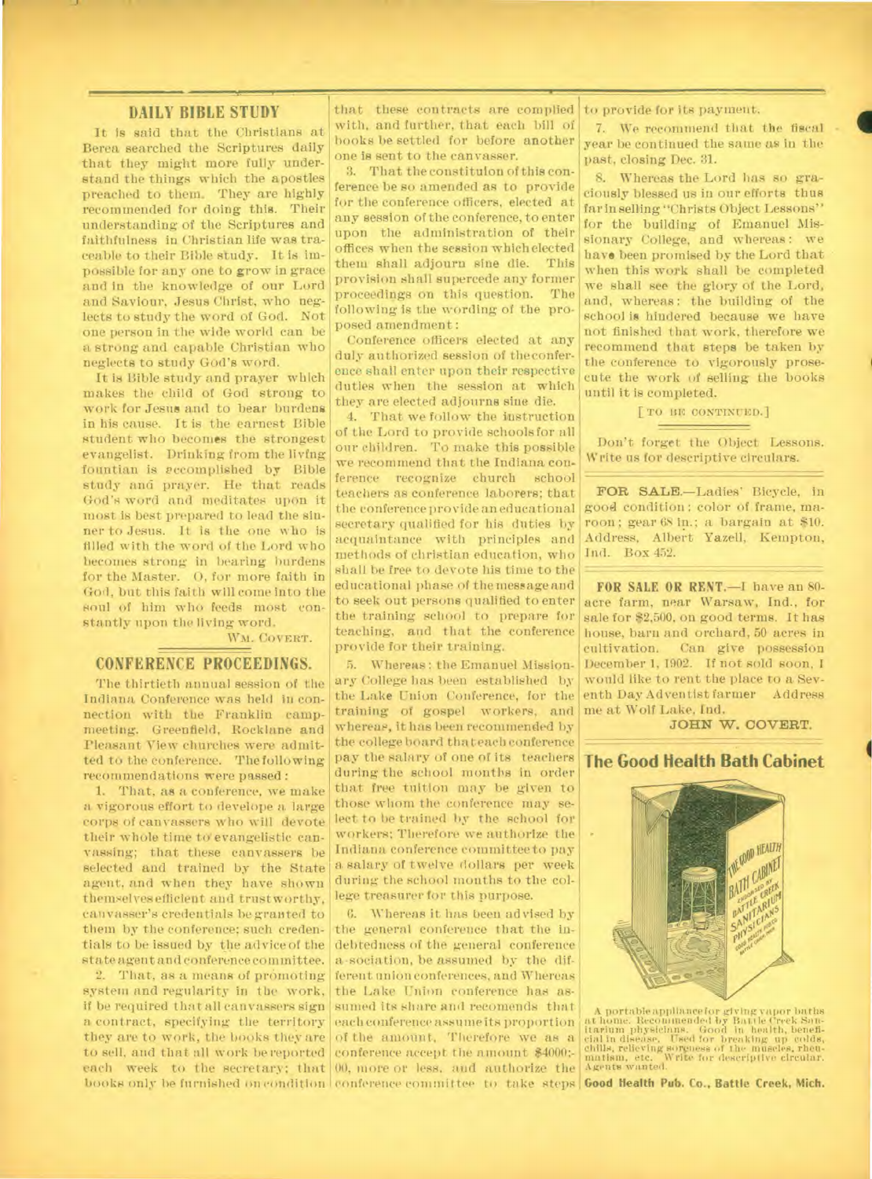## DAILY BIBLE STUDY

It is said that the Christians at Berea searched the Scriptures daily that they might more fully understand the things which the apostles preached to them. They are highly recommended for doing this. Their understanding of the Scriptures and faithfulness in Christian life was traceable to their Bible study. It is impossible for any one to grow in grace and in the knowledge of our Lord and Saviour, Jesus Christ, who neglects to study the word of God. Not one person in the wide world can be a strong and capable Christian who neglects to study God's word.

It is Bible study and prayer which makes the child of God strong to work for Jesus and to bear burdens in his cause. It is the earnest Bible student who becomes the strongest evangelist. Drinking from the living fountian is accomplished by Bible study and prayer. He that reads God's word and meditates upon it most is best prepared to lead the sinner to Jesus. It is the one who is filled with the word of the Lord who becomes strong in bearing burdens for the Master. O, for more faith in God, but this faith will come into the soul of him who feeds most constantly upon the living word.

WM. COVERT.

## CONFERENCE PROCEEDINGS.

The thirtieth annual session of the Indiana Conference was held in connection with the Franklin campmeeting. Greenfield, Rocklane and Pleasant View churches were admitted to the conference. The following recommendations were passed:

1. That, as a conference, we make a vigorous effort to develope a large corps of canvassers who will devote their whole time to evangelistic canvassing; that these canvassers be selected and trained by the State agent, and when they have shown themselves efficient and trustworthy, canvasser's credentials be granted to them by the conference; such credentials to be issued by the advice of the state agent and conference committee.

2. That, as a means of promoting system and regularity in the work, it be required that all canvassers sign a contract, specifying the territory they are to work, the books they are to sell, and that all work be reported each week to the secretary; that books only be furnished on condition that these contracts are complied with, and further, that each bill of books be settled for before another one is sent to the canvasser.

3. That the constitution of this conference be so amended as to provide for the conference officers, elected at any session of the conference, to enter upon the administration of their offices when the session which elected them shall adjourn sine die. This provision shall supercede any former proceedings on this question. The following is the wording of the proposed amendment:

Conference officers elected at any duly authorized session of the conference shall enter upon their respective duties when the session at which they are elected adjourns sine die.

4. That we follow the instruction of the Lord to provide schools for all our children. To make this possible we recommend that the Indiana conference recognize church school teachers as conference laborers; that the conference provide an educational secretary qualified for his duties by acquaintance with principles and methods of christian education, who shall be free to devote his time to the educational phase of the message and to seek out persons qualified to enter the training school to prepare for teaching, and that the conference provide for their training.

5. Whereas: the Emanuel Missionary College has been established by the Lake Union Conference, for the training of gospel workers, and whereas, it has been recommended by the college board that each conference pay the salary of one of its teachers during the school months in order that free tuition may be given to those whom the conference may select to be trained by the school for workers; Therefore we authorize the Indiana conference committee to pay a salary of twelve dollars per week during the school months to the college treasurer for this purpose.

6. Whereas it has been advised by the general conference that the indebtedness of the general conference association, be assumed by the different union conferences, and Whereas the Lake Union conference has assumed its share and recomends that each conference assume its proportion of the amount, Therefore we as a conference accept the amount $4000.00, more or less, and authorize the conference committee to take steps to provide for its payment.

7. We recommend that the fiscal year be continued the same as in the past, closing Dec. 31.

8. Whereas the Lord has so graciously blessed us in our efforts thus far in selling "Christs Object Lessons" for the building of Emanuel Missionary College, and whereas: we have been promised by the Lord that when this work shall be completed we shall see the glory of the Lord, and, whereas: the building of the school is hindered because we have not finished that work, therefore we recommend that steps be taken by the conference to vigorously prosecute the work of selling the books until it is completed.

[TO BE CONTINUED.]

---

Don't forget the Object Lessons. Write us for descriptive circulars.

---

**FOR SALE.**—Ladies' Bicycle, in good condition; color of frame, maroon; gear 68 in.; a bargain at $10. Address, Albert Yazell, Kempton, Ind. Box 452.

---

**FOR SALE OR RENT.**—I have an 80-acre farm, near Warsaw, Ind., for sale for $2,500, on good terms. It has house, barn and orchard, 50 acres in cultivation. Can give possession December 1, 1902. If not sold soon, I would like to rent the place to a Seventh Day Adventist farmer Address me at Wolf Lake, Ind.

**JOHN W. COVERT.**

---

## The Good Health Bath Cabinet

A portable appliance for giving vapor baths at home. Recommended by Battle Creek Sanitarium physicians. Good in health, beneficial in disease. Used for breaking up colds, chills, relieving soreness of the muscles, rheumatism, etc. Write for descriptive circular. Agents wanted.

**Good Health Pub. Co., Battle Creek, Mich.**